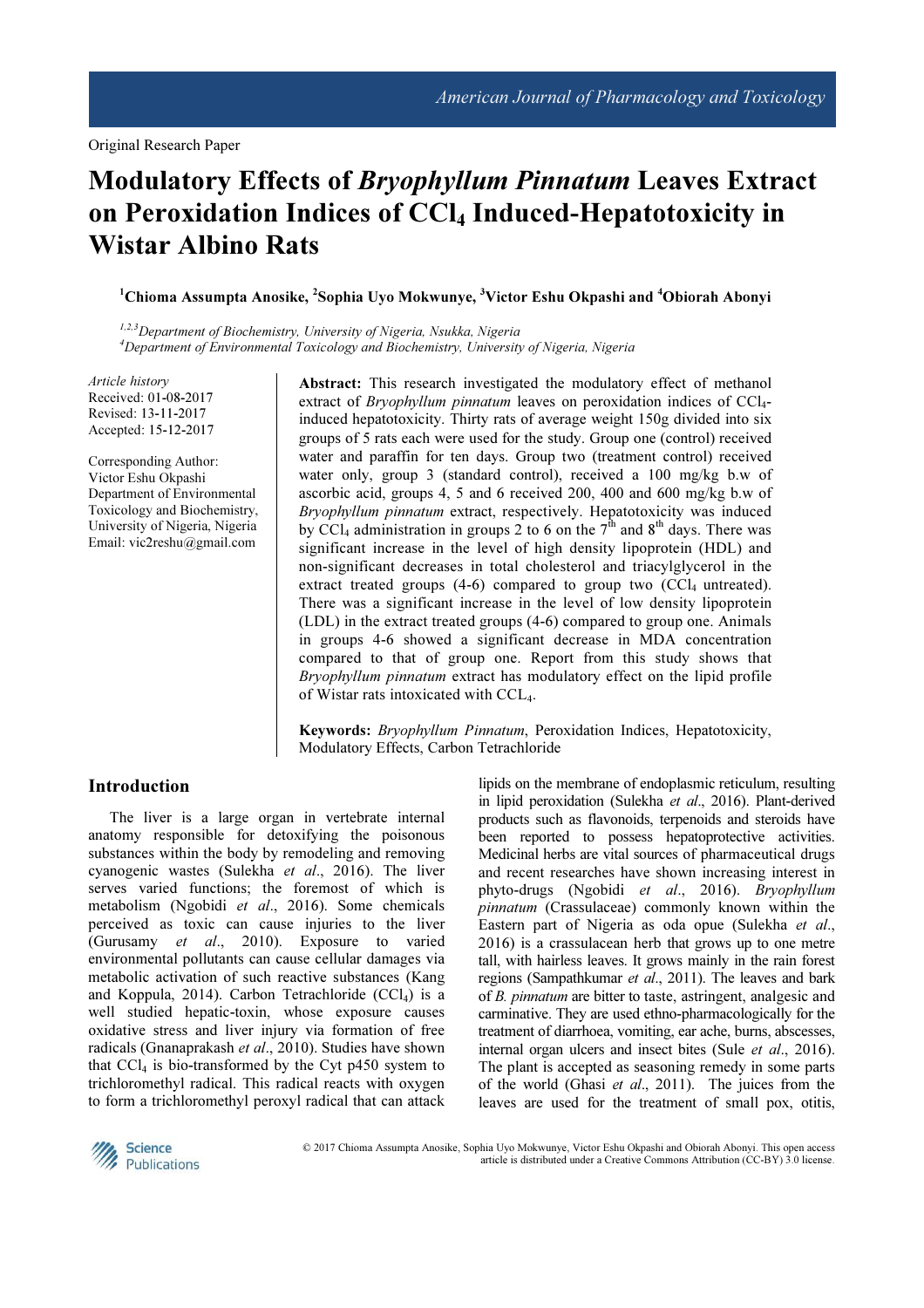Original Research Paper

# Modulatory Effects of *Bryophyllum Pinnatum* Leaves Extract on Peroxidation Indices of $CCl_4$ Induced-Hepatotoxicity in Wistar Albino Rats

[1]Chioma Assumpta Anosike, [2]Sophia Uyo Mokwunye, [3]Victor Eshu Okpashi and [4]Obiorah Abonyi

[1,2,3]*Department of Biochemistry, University of Nigeria, Nsukka, Nigeria*
[4]*Department of Environmental Toxicology and Biochemistry, University of Nigeria, Nigeria*

*Article history*
Received: 01-08-2017
Revised: 13-11-2017
Accepted: 15-12-2017

Corresponding Author:
Victor Eshu Okpashi
Department of Environmental Toxicology and Biochemistry, University of Nigeria, Nigeria
Email: vic2reshu@gmail.com

**Abstract:** This research investigated the modulatory effect of methanol extract of *Bryophyllum pinnatum* leaves on peroxidation indices of $CCl_4$-induced hepatotoxicity. Thirty rats of average weight 150g divided into six groups of 5 rats each were used for the study. Group one (control) received water and paraffin for ten days. Group two (treatment control) received water only, group 3 (standard control), received a 100 mg/kg b.w of ascorbic acid, groups 4, 5 and 6 received 200, 400 and 600 mg/kg b.w of *Bryophyllum pinnatum* extract, respectively. Hepatotoxicity was induced by $CCl_4$ administration in groups 2 to 6 on the $7^{th}$ and $8^{th}$ days. There was significant increase in the level of high density lipoprotein (HDL) and non-significant decreases in total cholesterol and triacylglycerol in the extract treated groups (4-6) compared to group two ($CCl_4$ untreated). There was a significant increase in the level of low density lipoprotein (LDL) in the extract treated groups (4-6) compared to group one. Animals in groups 4-6 showed a significant decrease in MDA concentration compared to that of group one. Report from this study shows that *Bryophyllum pinnatum* extract has modulatory effect on the lipid profile of Wistar rats intoxicated with $CCL_4$.

**Keywords:** *Bryophyllum Pinnatum*, Peroxidation Indices, Hepatotoxicity, Modulatory Effects, Carbon Tetrachloride

## Introduction

The liver is a large organ in vertebrate internal anatomy responsible for detoxifying the poisonous substances within the body by remodeling and removing cyanogenic wastes (Sulekha *et al*., 2016). The liver serves varied functions; the foremost of which is metabolism (Ngobidi *et al*., 2016). Some chemicals perceived as toxic can cause injuries to the liver (Gurusamy *et al*., 2010). Exposure to varied environmental pollutants can cause cellular damages via metabolic activation of such reactive substances (Kang and Koppula, 2014). Carbon Tetrachloride ($CCl_4$) is a well studied hepatic-toxin, whose exposure causes oxidative stress and liver injury via formation of free radicals (Gnanaprakash *et al*., 2010). Studies have shown that $CCl_4$ is bio-transformed by the Cyt p450 system to trichloromethyl radical. This radical reacts with oxygen to form a trichloromethyl peroxyl radical that can attack lipids on the membrane of endoplasmic reticulum, resulting in lipid peroxidation (Sulekha *et al*., 2016). Plant-derived products such as flavonoids, terpenoids and steroids have been reported to possess hepatoprotective activities. Medicinal herbs are vital sources of pharmaceutical drugs and recent researches have shown increasing interest in phyto-drugs (Ngobidi *et al*., 2016). *Bryophyllum pinnatum* (Crassulaceae) commonly known within the Eastern part of Nigeria as oda opue (Sulekha *et al*., 2016) is a crassulacean herb that grows up to one metre tall, with hairless leaves. It grows mainly in the rain forest regions (Sampathkumar *et al*., 2011). The leaves and bark of *B. pinnatum* are bitter to taste, astringent, analgesic and carminative. They are used ethno-pharmacologically for the treatment of diarrhoea, vomiting, ear ache, burns, abscesses, internal organ ulcers and insect bites (Sule *et al*., 2016). The plant is accepted as seasoning remedy in some parts of the world (Ghasi *et al*., 2011). The juices from the leaves are used for the treatment of small pox, otitis,

© 2017 Chioma Assumpta Anosike, Sophia Uyo Mokwunye, Victor Eshu Okpashi and Obiorah Abonyi. This open access article is distributed under a Creative Commons Attribution (CC-BY) 3.0 license.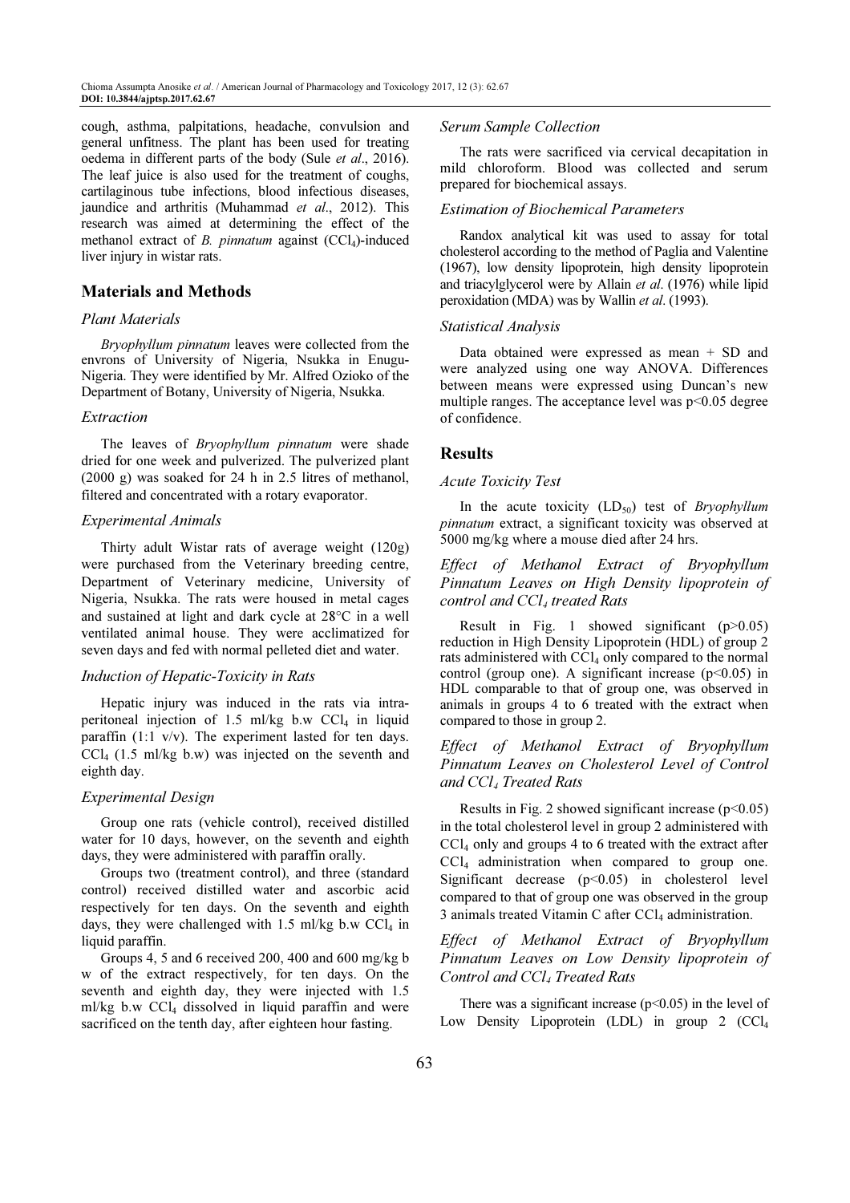cough, asthma, palpitations, headache, convulsion and general unfitness. The plant has been used for treating oedema in different parts of the body (Sule *et al*., 2016). The leaf juice is also used for the treatment of coughs, cartilaginous tube infections, blood infectious diseases, jaundice and arthritis (Muhammad *et al*., 2012). This research was aimed at determining the effect of the methanol extract of *B. pinnatum* against ($CCl_4$)-induced liver injury in wistar rats.

## Materials and Methods

### *Plant Materials*

*Bryophyllum pinnatum* leaves were collected from the envrons of University of Nigeria, Nsukka in Enugu-Nigeria. They were identified by Mr. Alfred Ozioko of the Department of Botany, University of Nigeria, Nsukka.

### *Extraction*

The leaves of *Bryophyllum pinnatum* were shade dried for one week and pulverized. The pulverized plant (2000 g) was soaked for 24 h in 2.5 litres of methanol, filtered and concentrated with a rotary evaporator.

### *Experimental Animals*

Thirty adult Wistar rats of average weight (120g) were purchased from the Veterinary breeding centre, Department of Veterinary medicine, University of Nigeria, Nsukka. The rats were housed in metal cages and sustained at light and dark cycle at 28°C in a well ventilated animal house. They were acclimatized for seven days and fed with normal pelleted diet and water.

### *Induction of Hepatic-Toxicity in Rats*

Hepatic injury was induced in the rats via intra-peritoneal injection of 1.5 ml/kg b.w $CCl_4$ in liquid paraffin (1:1 v/v). The experiment lasted for ten days. $CCl_4$ (1.5 ml/kg b.w) was injected on the seventh and eighth day.

### *Experimental Design*

Group one rats (vehicle control), received distilled water for 10 days, however, on the seventh and eighth days, they were administered with paraffin orally.

Groups two (treatment control), and three (standard control) received distilled water and ascorbic acid respectively for ten days. On the seventh and eighth days, they were challenged with 1.5 ml/kg b.w $CCl_4$ in liquid paraffin.

Groups 4, 5 and 6 received 200, 400 and 600 mg/kg b w of the extract respectively, for ten days. On the seventh and eighth day, they were injected with 1.5 ml/kg b.w $CCl_4$ dissolved in liquid paraffin and were sacrificed on the tenth day, after eighteen hour fasting.

### *Serum Sample Collection*

The rats were sacrificed via cervical decapitation in mild chloroform. Blood was collected and serum prepared for biochemical assays.

### *Estimation of Biochemical Parameters*

Randox analytical kit was used to assay for total cholesterol according to the method of Paglia and Valentine (1967), low density lipoprotein, high density lipoprotein and triacylglycerol were by Allain *et al*. (1976) while lipid peroxidation (MDA) was by Wallin *et al*. (1993).

### *Statistical Analysis*

Data obtained were expressed as mean + SD and were analyzed using one way ANOVA. Differences between means were expressed using Duncan's new multiple ranges. The acceptance level was $p<0.05$ degree of confidence.

## Results

### *Acute Toxicity Test*

In the acute toxicity ($LD_{50}$) test of *Bryophyllum pinnatum* extract, a significant toxicity was observed at 5000 mg/kg where a mouse died after 24 hrs.

### *Effect of Methanol Extract of Bryophyllum Pinnatum Leaves on High Density lipoprotein of control and $CCl_4$ treated Rats*

Result in Fig. 1 showed significant ($p>0.05$) reduction in High Density Lipoprotein (HDL) of group 2 rats administered with $CCl_4$ only compared to the normal control (group one). A significant increase ($p<0.05$) in HDL comparable to that of group one, was observed in animals in groups 4 to 6 treated with the extract when compared to those in group 2.

### *Effect of Methanol Extract of Bryophyllum Pinnatum Leaves on Cholesterol Level of Control and $CCl_4$ Treated Rats*

Results in Fig. 2 showed significant increase ($p<0.05$) in the total cholesterol level in group 2 administered with $CCl_4$ only and groups 4 to 6 treated with the extract after $CCl_4$ administration when compared to group one. Significant decrease ($p<0.05$) in cholesterol level compared to that of group one was observed in the group 3 animals treated Vitamin C after $CCl_4$ administration.

### *Effect of Methanol Extract of Bryophyllum Pinnatum Leaves on Low Density lipoprotein of Control and $CCl_4$ Treated Rats*

There was a significant increase ($p<0.05$) in the level of Low Density Lipoprotein (LDL) in group 2 ($CCl_4$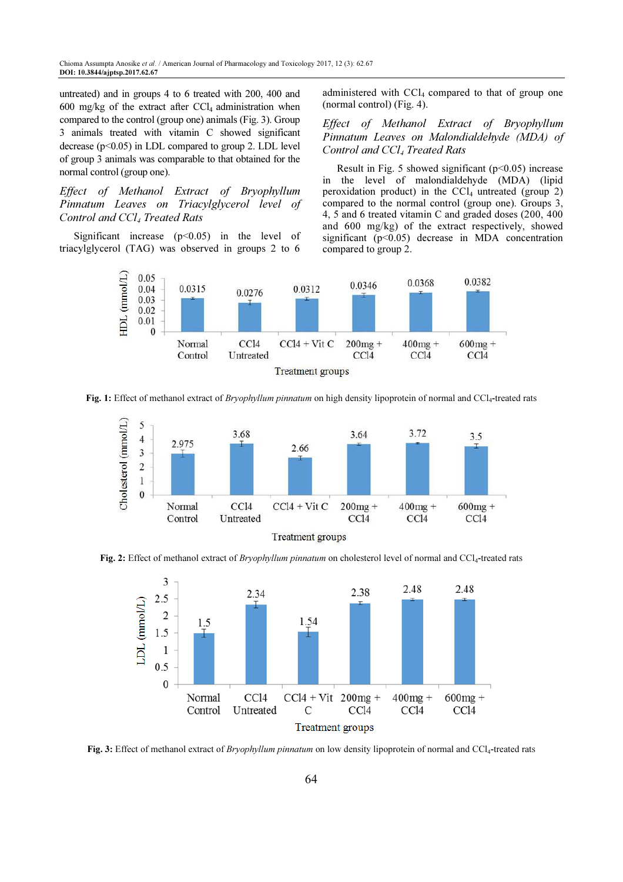untreated) and in groups 4 to 6 treated with 200, 400 and 600 mg/kg of the extract after $CCl_4$ administration when compared to the control (group one) animals (Fig. 3). Group 3 animals treated with vitamin C showed significant decrease ($p<0.05$) in LDL compared to group 2. LDL level of group 3 animals was comparable to that obtained for the normal control (group one).

### *Effect of Methanol Extract of Bryophyllum Pinnatum Leaves on Triacylglycerol level of Control and $CCl_4$ Treated Rats*

Significant increase ($p<0.05$) in the level of triacylglycerol (TAG) was observed in groups 2 to 6 administered with $CCl_4$ compared to that of group one (normal control) (Fig. 4).

### *Effect of Methanol Extract of Bryophyllum Pinnatum Leaves on Malondialdehyde (MDA) of Control and $CCl_4$ Treated Rats*

Result in Fig. 5 showed significant ($p<0.05$) increase in the level of malondialdehyde (MDA) (lipid peroxidation product) in the $CCl_4$ untreated (group 2) compared to the normal control (group one). Groups 3, 4, 5 and 6 treated vitamin C and graded doses (200, 400 and 600 mg/kg) of the extract respectively, showed significant ($p<0.05$) decrease in MDA concentration compared to group 2.

**Fig. 1:** Effect of methanol extract of *Bryophyllum pinnatum* on high density lipoprotein of normal and $CCl_4$-treated rats

**Fig. 2:** Effect of methanol extract of *Bryophyllum pinnatum* on cholesterol level of normal and $CCl_4$-treated rats

**Fig. 3:** Effect of methanol extract of *Bryophyllum pinnatum* on low density lipoprotein of normal and $CCl_4$-treated rats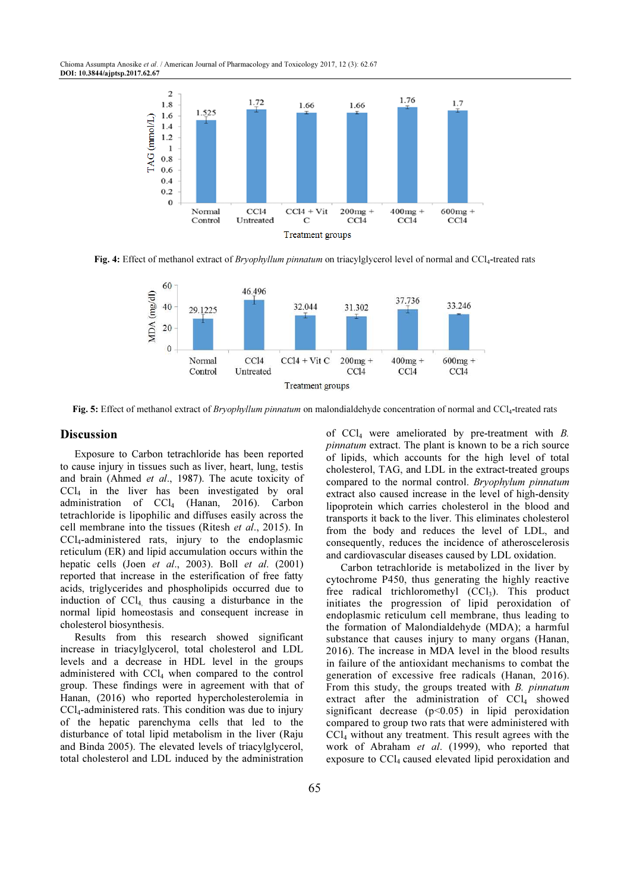Fig. 4: Effect of methanol extract of *Bryophyllum pinnatum* on triacylglycerol level of normal and $CCl_4$-treated rats

Fig. 5: Effect of methanol extract of *Bryophyllum pinnatum* on malondialdehyde concentration of normal and $CCl_4$-treated rats

## Discussion

Exposure to Carbon tetrachloride has been reported to cause injury in tissues such as liver, heart, lung, testis and brain (Ahmed *et al*., 1987). The acute toxicity of $CCl_4$ in the liver has been investigated by oral administration of $CCl_4$ (Hanan, 2016). Carbon tetrachloride is lipophilic and diffuses easily across the cell membrane into the tissues (Ritesh *et al*., 2015). In $CCl_4$-administered rats, injury to the endoplasmic reticulum (ER) and lipid accumulation occurs within the hepatic cells (Joen *et al*., 2003). Boll *et al*. (2001) reported that increase in the esterification of free fatty acids, triglycerides and phospholipids occurred due to induction of $CCl_4$, thus causing a disturbance in the normal lipid homeostasis and consequent increase in cholesterol biosynthesis.

Results from this research showed significant increase in triacylglycerol, total cholesterol and LDL levels and a decrease in HDL level in the groups administered with $CCl_4$ when compared to the control group. These findings were in agreement with that of Hanan, (2016) who reported hypercholesterolemia in $CCl_4$-administered rats. This condition was due to injury of the hepatic parenchyma cells that led to the disturbance of total lipid metabolism in the liver (Raju and Binda 2005). The elevated levels of triacylglycerol, total cholesterol and LDL induced by the administration of $CCl_4$ were ameliorated by pre-treatment with *B. pinnatum* extract. The plant is known to be a rich source of lipids, which accounts for the high level of total cholesterol, TAG, and LDL in the extract-treated groups compared to the normal control. *Bryophylum pinnatum* extract also caused increase in the level of high-density lipoprotein which carries cholesterol in the blood and transports it back to the liver. This eliminates cholesterol from the body and reduces the level of LDL, and consequently, reduces the incidence of atheroscelerosis and cardiovascular diseases caused by LDL oxidation.

Carbon tetrachloride is metabolized in the liver by cytochrome P450, thus generating the highly reactive free radical trichloromethyl ($CCl_3$). This product initiates the progression of lipid peroxidation of endoplasmic reticulum cell membrane, thus leading to the formation of Malondialdehyde (MDA); a harmful substance that causes injury to many organs (Hanan, 2016). The increase in MDA level in the blood results in failure of the antioxidant mechanisms to combat the generation of excessive free radicals (Hanan, 2016). From this study, the groups treated with *B. pinnatum* extract after the administration of $CCl_4$ showed significant decrease ($p<0.05$) in lipid peroxidation compared to group two rats that were administered with $CCl_4$ without any treatment. This result agrees with the work of Abraham *et al*. (1999), who reported that exposure to $CCl_4$ caused elevated lipid peroxidation and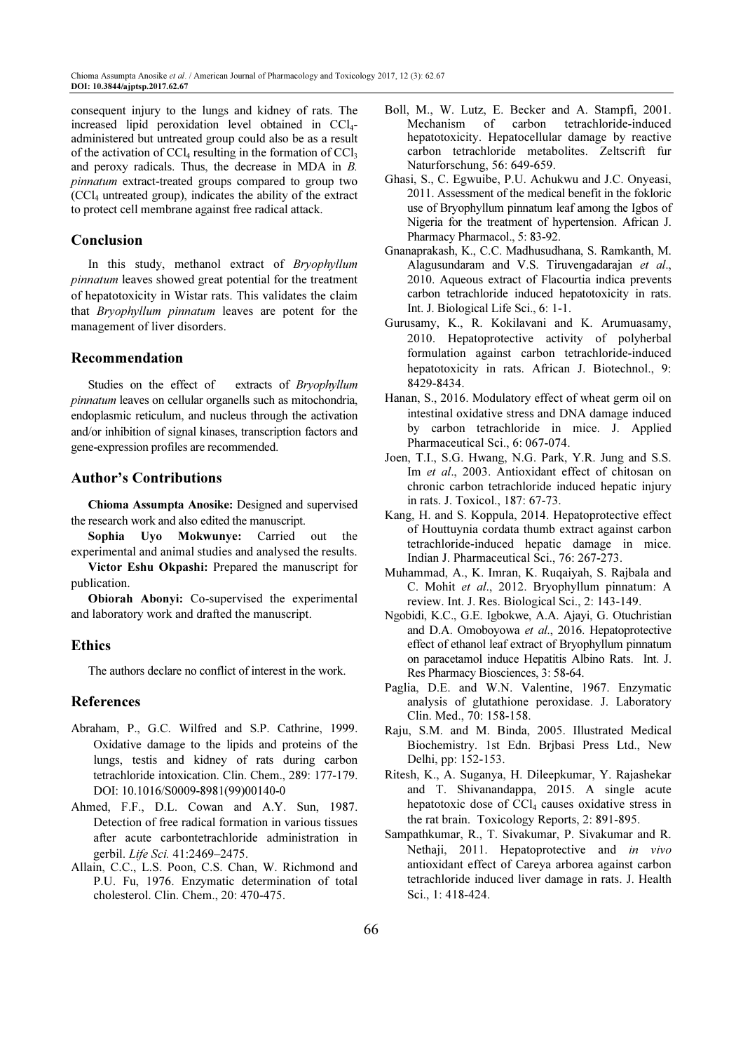consequent injury to the lungs and kidney of rats. The increased lipid peroxidation level obtained in $CCl_4$-administered but untreated group could also be as a result of the activation of $CCl_4$ resulting in the formation of $CCl_3$ and peroxy radicals. Thus, the decrease in MDA in *B. pinnatum* extract-treated groups compared to group two ($CCl_4$ untreated group), indicates the ability of the extract to protect cell membrane against free radical attack.

## Conclusion

In this study, methanol extract of *Bryophyllum pinnatum* leaves showed great potential for the treatment of hepatotoxicity in Wistar rats. This validates the claim that *Bryophyllum pinnatum* leaves are potent for the management of liver disorders.

## Recommendation

Studies on the effect of extracts of *Bryophyllum pinnatum* leaves on cellular organells such as mitochondria, endoplasmic reticulum, and nucleus through the activation and/or inhibition of signal kinases, transcription factors and gene-expression profiles are recommended.

## Author's Contributions

**Chioma Assumpta Anosike:** Designed and supervised the research work and also edited the manuscript.

**Sophia Uyo Mokwunye:** Carried out the experimental and animal studies and analysed the results.

**Victor Eshu Okpashi:** Prepared the manuscript for publication.

**Obiorah Abonyi:** Co-supervised the experimental and laboratory work and drafted the manuscript.

## Ethics

The authors declare no conflict of interest in the work.

## References

Abraham, P., G.C. Wilfred and S.P. Cathrine, 1999. Oxidative damage to the lipids and proteins of the lungs, testis and kidney of rats during carbon tetrachloride intoxication. Clin. Chem., 289: 177-179. DOI: 10.1016/S0009-8981(99)00140-0

Ahmed, F.F., D.L. Cowan and A.Y. Sun, 1987. Detection of free radical formation in various tissues after acute carbontetrachloride administration in gerbil. *Life Sci.* 41:2469–2475.

Allain, C.C., L.S. Poon, C.S. Chan, W. Richmond and P.U. Fu, 1976. Enzymatic determination of total cholesterol. Clin. Chem., 20: 470-475.

Boll, M., W. Lutz, E. Becker and A. Stampfi, 2001. Mechanism of carbon tetrachloride-induced hepatotoxicity. Hepatocellular damage by reactive carbon tetrachloride metabolites. Zeltscrift fur Naturforschung, 56: 649-659.

Ghasi, S., C. Egwuibe, P.U. Achukwu and J.C. Onyeasi, 2011. Assessment of the medical benefit in the fokloric use of Bryophyllum pinnatum leaf among the Igbos of Nigeria for the treatment of hypertension. African J. Pharmacy Pharmacol., 5: 83-92.

Gnanaprakash, K., C.C. Madhusudhana, S. Ramkanth, M. Alagusundaram and V.S. Tiruvengadarajan *et al*., 2010. Aqueous extract of Flacourtia indica prevents carbon tetrachloride induced hepatotoxicity in rats. Int. J. Biological Life Sci., 6: 1-1.

Gurusamy, K., R. Kokilavani and K. Arumuasamy, 2010. Hepatoprotective activity of polyherbal formulation against carbon tetrachloride-induced hepatotoxicity in rats. African J. Biotechnol., 9: 8429-8434.

Hanan, S., 2016. Modulatory effect of wheat germ oil on intestinal oxidative stress and DNA damage induced by carbon tetrachloride in mice. J. Applied Pharmaceutical Sci., 6: 067-074.

Joen, T.I., S.G. Hwang, N.G. Park, Y.R. Jung and S.S. Im *et al*., 2003. Antioxidant effect of chitosan on chronic carbon tetrachloride induced hepatic injury in rats. J. Toxicol., 187: 67-73.

Kang, H. and S. Koppula, 2014. Hepatoprotective effect of Houttuynia cordata thumb extract against carbon tetrachloride-induced hepatic damage in mice. Indian J. Pharmaceutical Sci., 76: 267-273.

Muhammad, A., K. Imran, K. Ruqaiyah, S. Rajbala and C. Mohit *et al*., 2012. Bryophyllum pinnatum: A review. Int. J. Res. Biological Sci., 2: 143-149.

Ngobidi, K.C., G.E. Igbokwe, A.A. Ajayi, G. Otuchristian and D.A. Omoboyowa *et al*., 2016. Hepatoprotective effect of ethanol leaf extract of Bryophyllum pinnatum on paracetamol induce Hepatitis Albino Rats. Int. J. Res Pharmacy Biosciences, 3: 58-64.

Paglia, D.E. and W.N. Valentine, 1967. Enzymatic analysis of glutathione peroxidase. J. Laboratory Clin. Med., 70: 158-158.

Raju, S.M. and M. Binda, 2005. Illustrated Medical Biochemistry. 1st Edn. Brjbasi Press Ltd., New Delhi, pp: 152-153.

Ritesh, K., A. Suganya, H. Dileepkumar, Y. Rajashekar and T. Shivanandappa, 2015. A single acute hepatotoxic dose of $CCl_4$ causes oxidative stress in the rat brain. Toxicology Reports, 2: 891-895.

Sampathkumar, R., T. Sivakumar, P. Sivakumar and R. Nethaji, 2011. Hepatoprotective and *in vivo* antioxidant effect of Careya arborea against carbon tetrachloride induced liver damage in rats. J. Health Sci., 1: 418-424.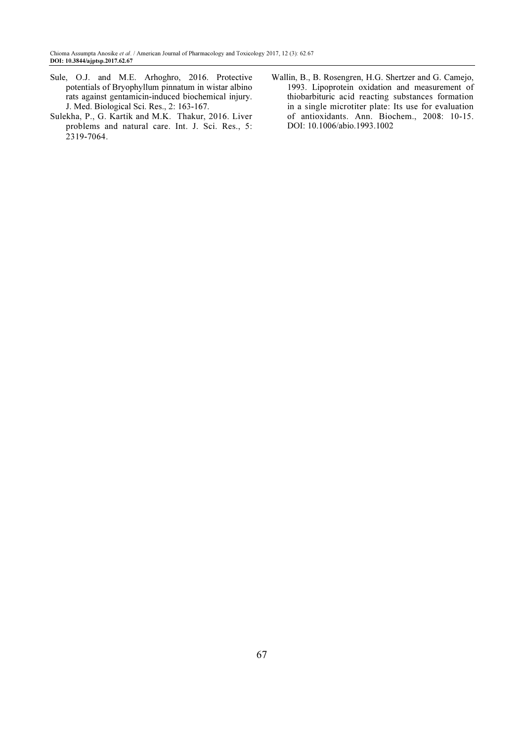Sule, O.J. and M.E. Arhoghro, 2016. Protective potentials of Bryophyllum pinnatum in wistar albino rats against gentamicin-induced biochemical injury. J. Med. Biological Sci. Res., 2: 163-167.

Sulekha, P., G. Kartik and M.K. Thakur, 2016. Liver problems and natural care. Int. J. Sci. Res., 5: 2319-7064.

Wallin, B., B. Rosengren, H.G. Shertzer and G. Camejo, 1993. Lipoprotein oxidation and measurement of thiobarbituric acid reacting substances formation in a single microtiter plate: Its use for evaluation of antioxidants. Ann. Biochem., 2008: 10-15. DOI: 10.1006/abio.1993.1002